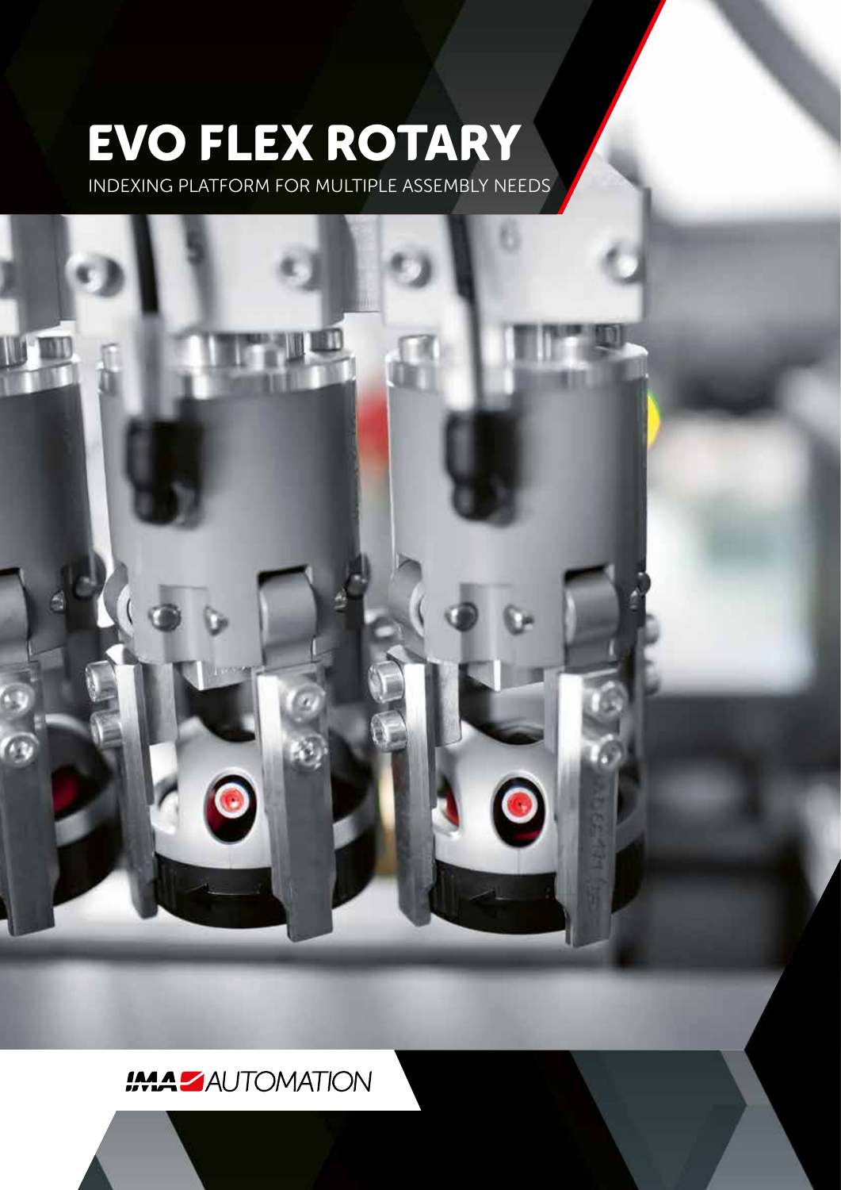# EVO FLEX ROTARY

INDEXING PLATFORM FOR MULTIPLE ASSEMBLY NEEDS

IMA AUTOMATION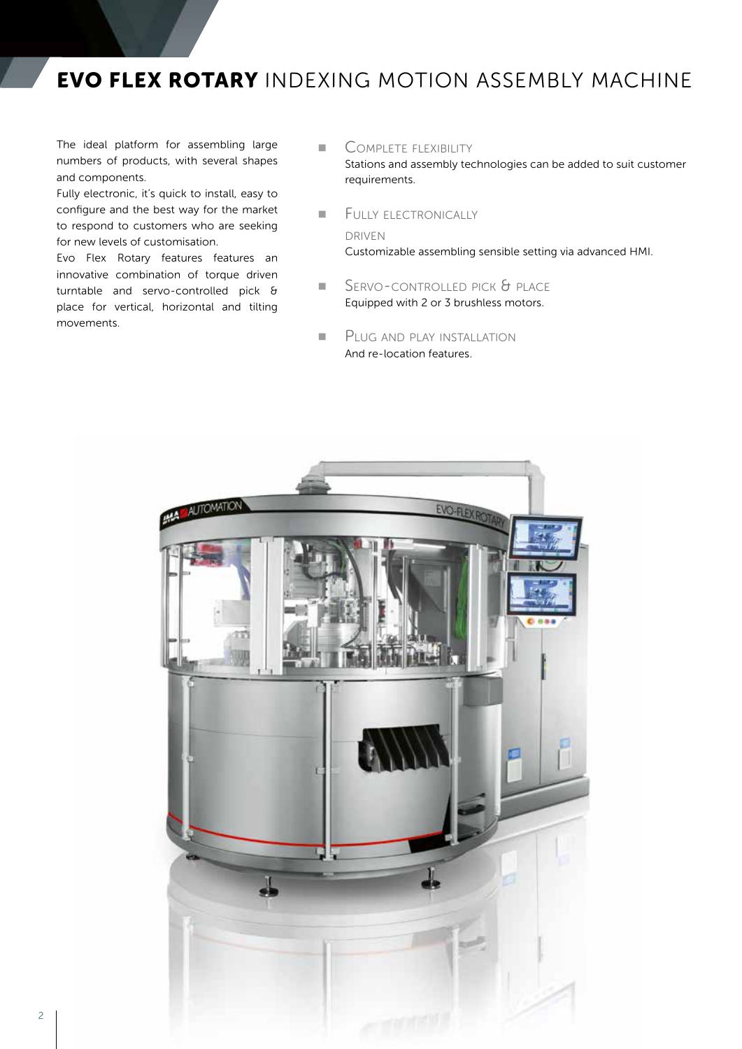# **EVO FLEX ROTARY** INDEXING MOTION ASSEMBLY MACHINE

The ideal platform for assembling large numbers of products, with several shapes and components.

Fully electronic, it's quick to install, easy to configure and the best way for the market to respond to customers who are seeking for new levels of customisation.

Evo Flex Rotary features features an innovative combination of torque driven turntable and servo-controlled pick & place for vertical, horizontal and tilting movements.

- COMPLETE FLEXIBILITY
  Stations and assembly technologies can be added to suit customer requirements.
- FULLY ELECTRONICALLY DRIVEN
  Customizable assembling sensible setting via advanced HMI.
- SERVO-CONTROLLED PICK & PLACE
  Equipped with 2 or 3 brushless motors.
- PLUG AND PLAY INSTALLATION
  And re-location features.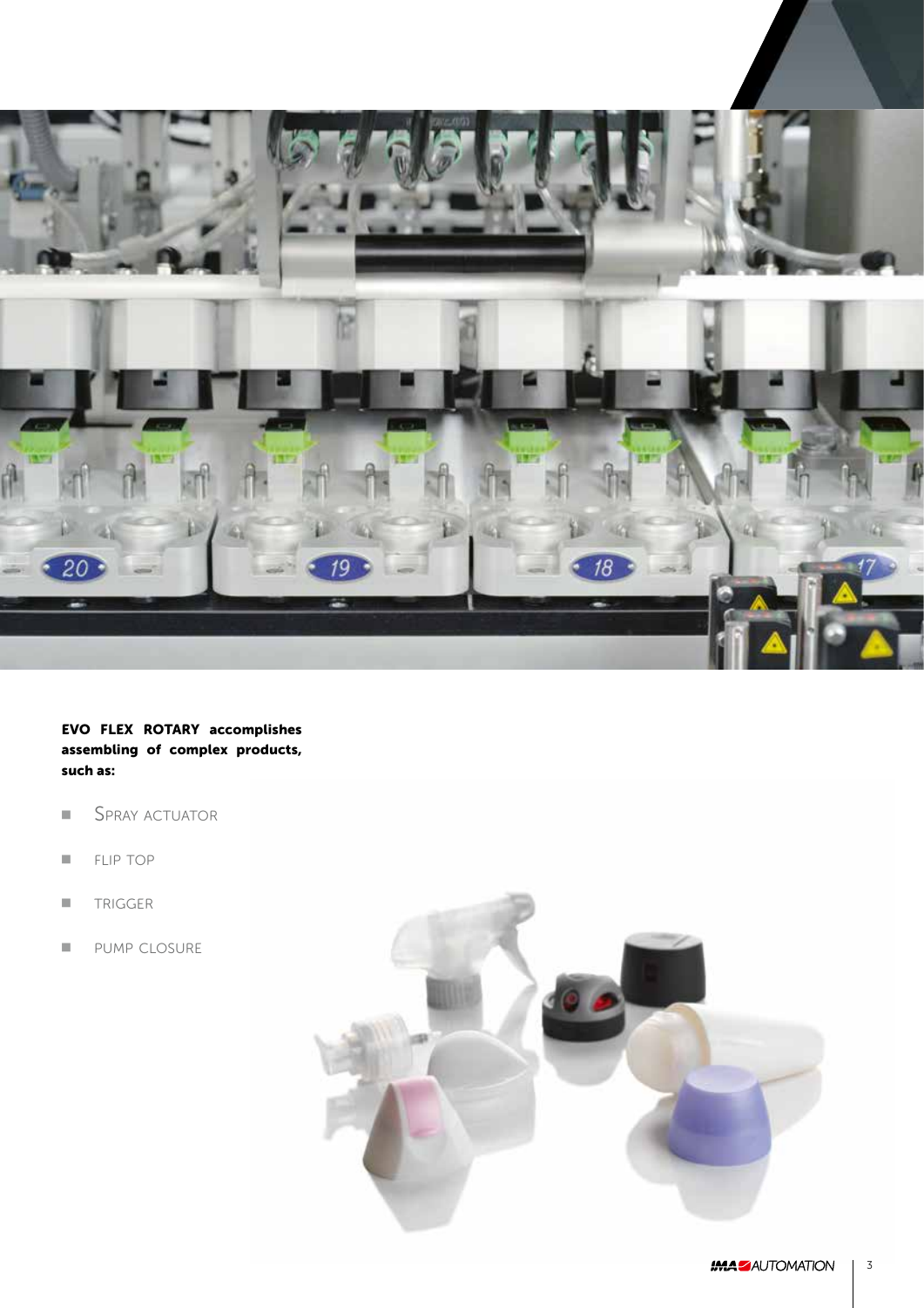**EVO FLEX ROTARY accomplishes assembling of complex products, such as:**

- SPRAY ACTUATOR
- FLIP TOP
- TRIGGER
- PUMP CLOSURE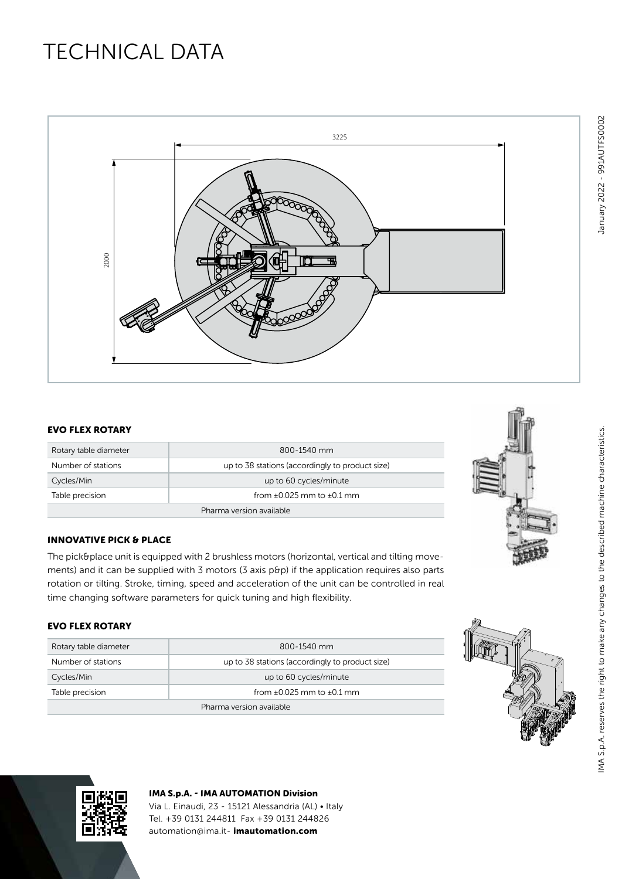# TECHNICAL DATA

3225

2000

### EVO FLEX ROTARY

| | |
|---|---|
| Rotary table diameter | 800-1540 mm |
| Number of stations | up to 38 stations (accordingly to product size) |
| Cycles/Min | up to 60 cycles/minute |
| Table precision | from ±0.025 mm to ±0.1 mm |
| Pharma version available | |

### INNOVATIVE PICK & PLACE

The pick&place unit is equipped with 2 brushless motors (horizontal, vertical and tilting movements) and it can be supplied with 3 motors (3 axis p&p) if the application requires also parts rotation or tilting. Stroke, timing, speed and acceleration of the unit can be controlled in real time changing software parameters for quick tuning and high flexibility.

### EVO FLEX ROTARY

| | |
|---|---|
| Rotary table diameter | 800-1540 mm |
| Number of stations | up to 38 stations (accordingly to product size) |
| Cycles/Min | up to 60 cycles/minute |
| Table precision | from ±0.025 mm to ±0.1 mm |
| Pharma version available | |

January 2022 - 991AUTFS0002

IMA S.p.A. reserves the right to make any changes to the described machine characteristics.

**IMA S.p.A. - IMA AUTOMATION Division**
Via L. Einaudi, 23 - 15121 Alessandria (AL) • Italy
Tel. +39 0131 244811 Fax +39 0131 244826
automation@ima.it- **imautomation.com**